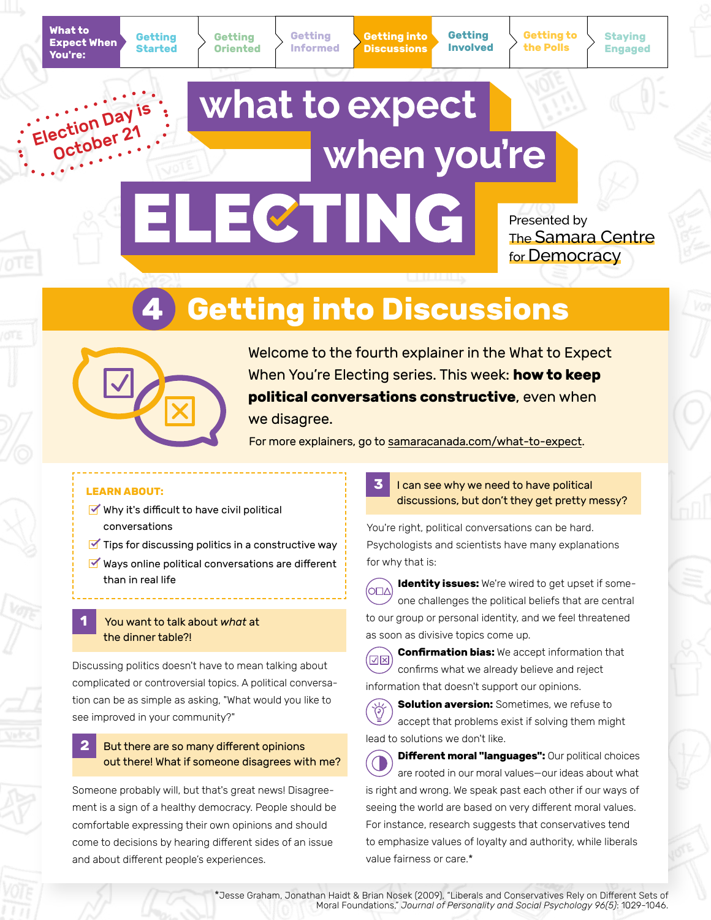What to Expect When You're: Getting Started | Getting Oriented | Getting Informed | **Getting into Discussions** | Getting Involved | Getting to the Polls | Staying Engaged

Election Day is October 21

# what to expect when you're ELECTING

Presented by The Samara Centre for Democracy

## 4 Getting into Discussions

Welcome to the fourth explainer in the What to Expect When You're Electing series. This week: **how to keep political conversations constructive**, even when we disagree.

For more explainers, go to samaracanada.com/what-to-expect.

**LEARN ABOUT:**

- Why it's difficult to have civil political conversations
- Tips for discussing politics in a constructive way
- Ways online political conversations are different than in real life

### 1 You want to talk about *what* at the dinner table?!

Discussing politics doesn't have to mean talking about complicated or controversial topics. A political conversation can be as simple as asking, "What would you like to see improved in your community?"

### 2 But there are so many different opinions out there! What if someone disagrees with me?

Someone probably will, but that's great news! Disagreement is a sign of a healthy democracy. People should be comfortable expressing their own opinions and should come to decisions by hearing different sides of an issue and about different people's experiences.

### 3 I can see why we need to have political discussions, but don't they get pretty messy?

You're right, political conversations can be hard. Psychologists and scientists have many explanations for why that is:

**Identity issues:** We're wired to get upset if someone challenges the political beliefs that are central to our group or personal identity, and we feel threatened as soon as divisive topics come up.

**Confirmation bias:** We accept information that confirms what we already believe and reject information that doesn't support our opinions.

**Solution aversion:** Sometimes, we refuse to accept that problems exist if solving them might lead to solutions we don't like.

**Different moral "languages":** Our political choices are rooted in our moral values—our ideas about what is right and wrong. We speak past each other if our ways of seeing the world are based on very different moral values. For instance, research suggests that conservatives tend to emphasize values of loyalty and authority, while liberals value fairness or care.*

*Jesse Graham, Jonathan Haidt & Brian Nosek (2009), "Liberals and Conservatives Rely on Different Sets of Moral Foundations," *Journal of Personality and Social Psychology 96(5)*: 1029-1046.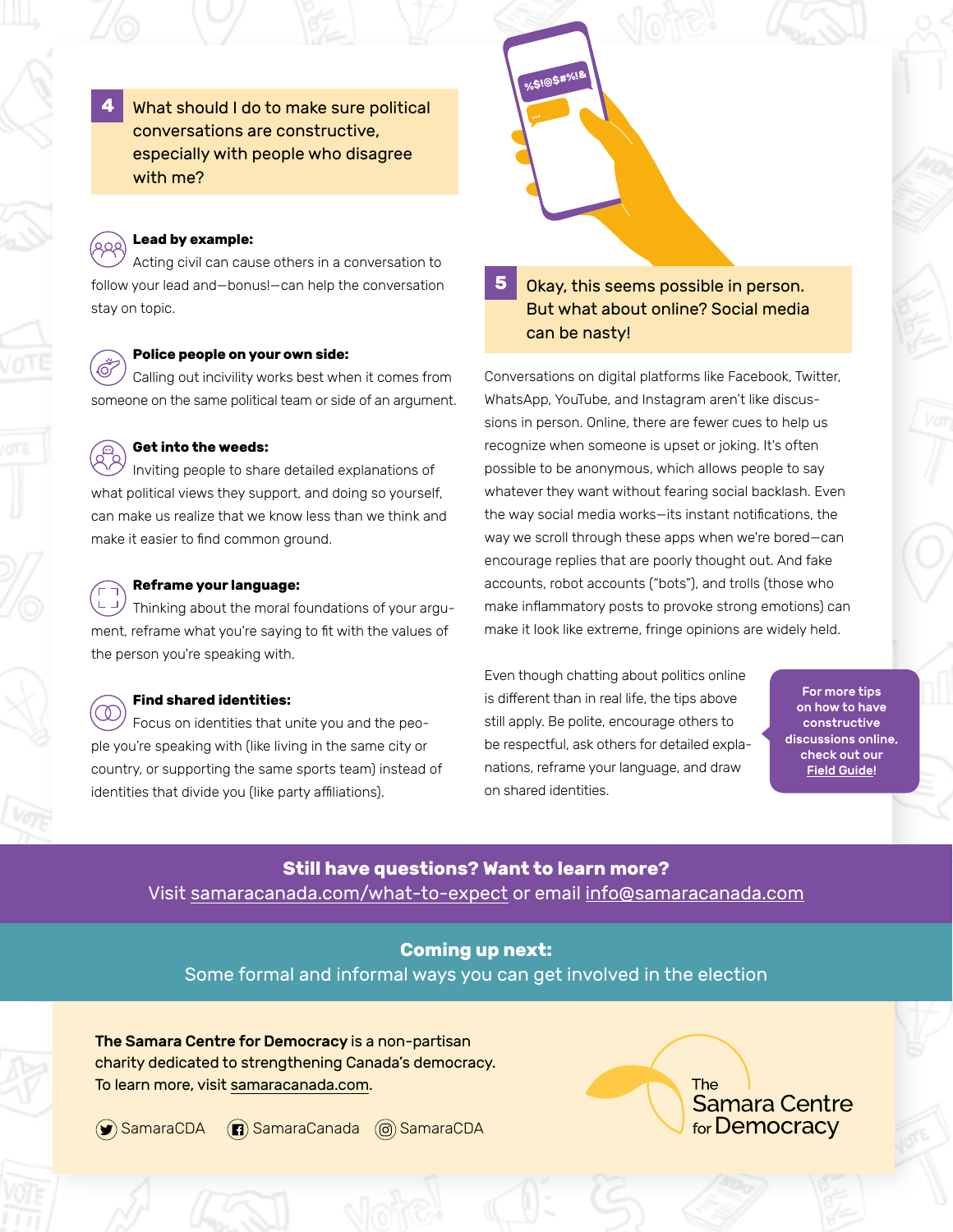## 4 What should I do to make sure political conversations are constructive, especially with people who disagree with me?

**Lead by example:** Acting civil can cause others in a conversation to follow your lead and—bonus!—can help the conversation stay on topic.

**Police people on your own side:** Calling out incivility works best when it comes from someone on the same political team or side of an argument.

**Get into the weeds:** Inviting people to share detailed explanations of what political views they support, and doing so yourself, can make us realize that we know less than we think and make it easier to find common ground.

**Reframe your language:** Thinking about the moral foundations of your argument, reframe what you're saying to fit with the values of the person you're speaking with.

**Find shared identities:** Focus on identities that unite you and the people you're speaking with (like living in the same city or country, or supporting the same sports team) instead of identities that divide you (like party affiliations).

## 5 Okay, this seems possible in person. But what about online? Social media can be nasty!

Conversations on digital platforms like Facebook, Twitter, WhatsApp, YouTube, and Instagram aren't like discussions in person. Online, there are fewer cues to help us recognize when someone is upset or joking. It's often possible to be anonymous, which allows people to say whatever they want without fearing social backlash. Even the way social media works—its instant notifications, the way we scroll through these apps when we're bored—can encourage replies that are poorly thought out. And fake accounts, robot accounts ("bots"), and trolls (those who make inflammatory posts to provoke strong emotions) can make it look like extreme, fringe opinions are widely held.

Even though chatting about politics online is different than in real life, the tips above still apply. Be polite, encourage others to be respectful, ask others for detailed explanations, reframe your language, and draw on shared identities.

**For more tips on how to have constructive discussions online, check out our Field Guide!**

**Still have questions? Want to learn more?**
Visit samaracanada.com/what-to-expect or email info@samaracanada.com

**Coming up next:**
Some formal and informal ways you can get involved in the election

**The Samara Centre for Democracy** is a non-partisan charity dedicated to strengthening Canada's democracy. To learn more, visit samaracanada.com.

SamaraCDA SamaraCanada SamaraCDA

The Samara Centre for Democracy